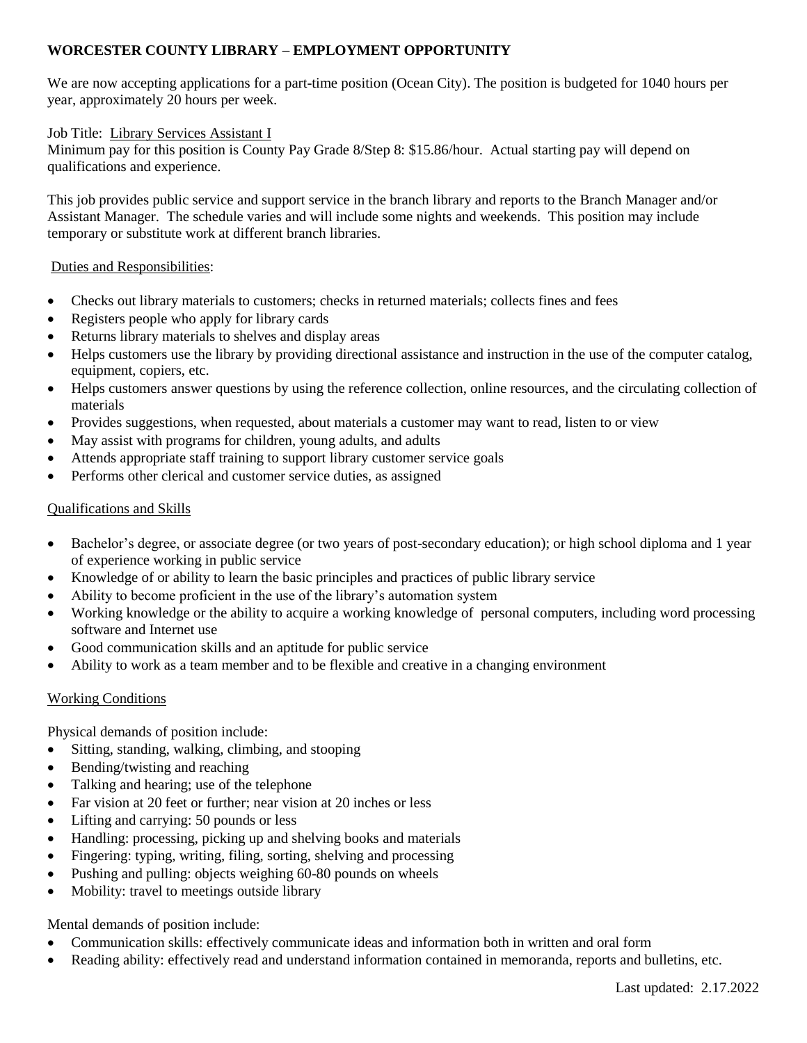# WORCESTER COUNTY LIBRARY – EMPLOYMENT OPPORTUNITY

We are now accepting applications for a part-time position (Ocean City). The position is budgeted for 1040 hours per year, approximately 20 hours per week.

Job Title: Library Services Assistant I

Minimum pay for this position is County Pay Grade 8/Step 8: $15.86/hour. Actual starting pay will depend on qualifications and experience.

This job provides public service and support service in the branch library and reports to the Branch Manager and/or Assistant Manager. The schedule varies and will include some nights and weekends. This position may include temporary or substitute work at different branch libraries.

## Duties and Responsibilities:

- Checks out library materials to customers; checks in returned materials; collects fines and fees
- Registers people who apply for library cards
- Returns library materials to shelves and display areas
- Helps customers use the library by providing directional assistance and instruction in the use of the computer catalog, equipment, copiers, etc.
- Helps customers answer questions by using the reference collection, online resources, and the circulating collection of materials
- Provides suggestions, when requested, about materials a customer may want to read, listen to or view
- May assist with programs for children, young adults, and adults
- Attends appropriate staff training to support library customer service goals
- Performs other clerical and customer service duties, as assigned

## Qualifications and Skills

- Bachelor's degree, or associate degree (or two years of post-secondary education); or high school diploma and 1 year of experience working in public service
- Knowledge of or ability to learn the basic principles and practices of public library service
- Ability to become proficient in the use of the library's automation system
- Working knowledge or the ability to acquire a working knowledge of personal computers, including word processing software and Internet use
- Good communication skills and an aptitude for public service
- Ability to work as a team member and to be flexible and creative in a changing environment

## Working Conditions

Physical demands of position include:

- Sitting, standing, walking, climbing, and stooping
- Bending/twisting and reaching
- Talking and hearing; use of the telephone
- Far vision at 20 feet or further; near vision at 20 inches or less
- Lifting and carrying: 50 pounds or less
- Handling: processing, picking up and shelving books and materials
- Fingering: typing, writing, filing, sorting, shelving and processing
- Pushing and pulling: objects weighing 60-80 pounds on wheels
- Mobility: travel to meetings outside library

Mental demands of position include:

- Communication skills: effectively communicate ideas and information both in written and oral form
- Reading ability: effectively read and understand information contained in memoranda, reports and bulletins, etc.

Last updated: 2.17.2022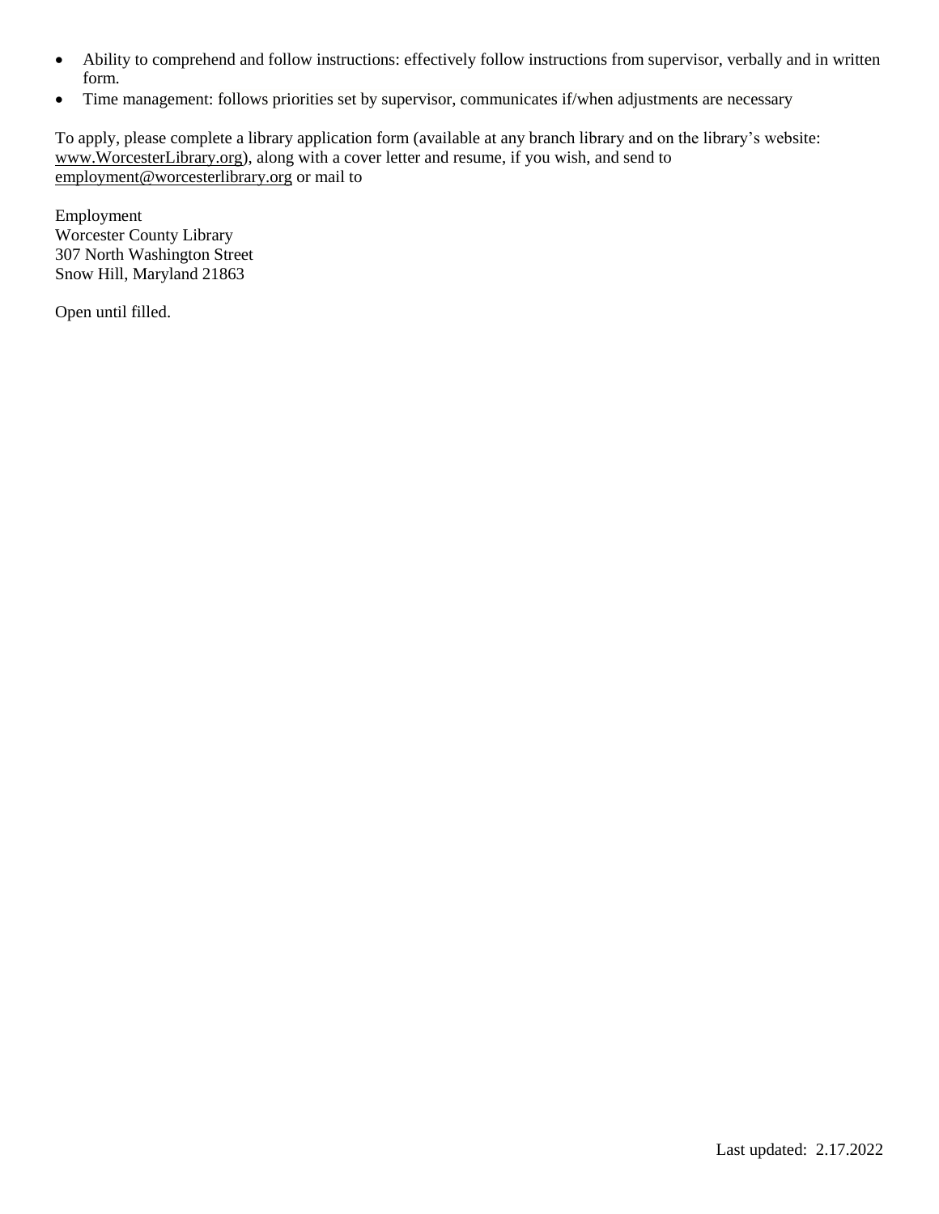- Ability to comprehend and follow instructions: effectively follow instructions from supervisor, verbally and in written form.
- Time management: follows priorities set by supervisor, communicates if/when adjustments are necessary

To apply, please complete a library application form (available at any branch library and on the library's website: www.WorcesterLibrary.org), along with a cover letter and resume, if you wish, and send to employment@worcesterlibrary.org or mail to

Employment
Worcester County Library
307 North Washington Street
Snow Hill, Maryland 21863

Open until filled.

Last updated: 2.17.2022